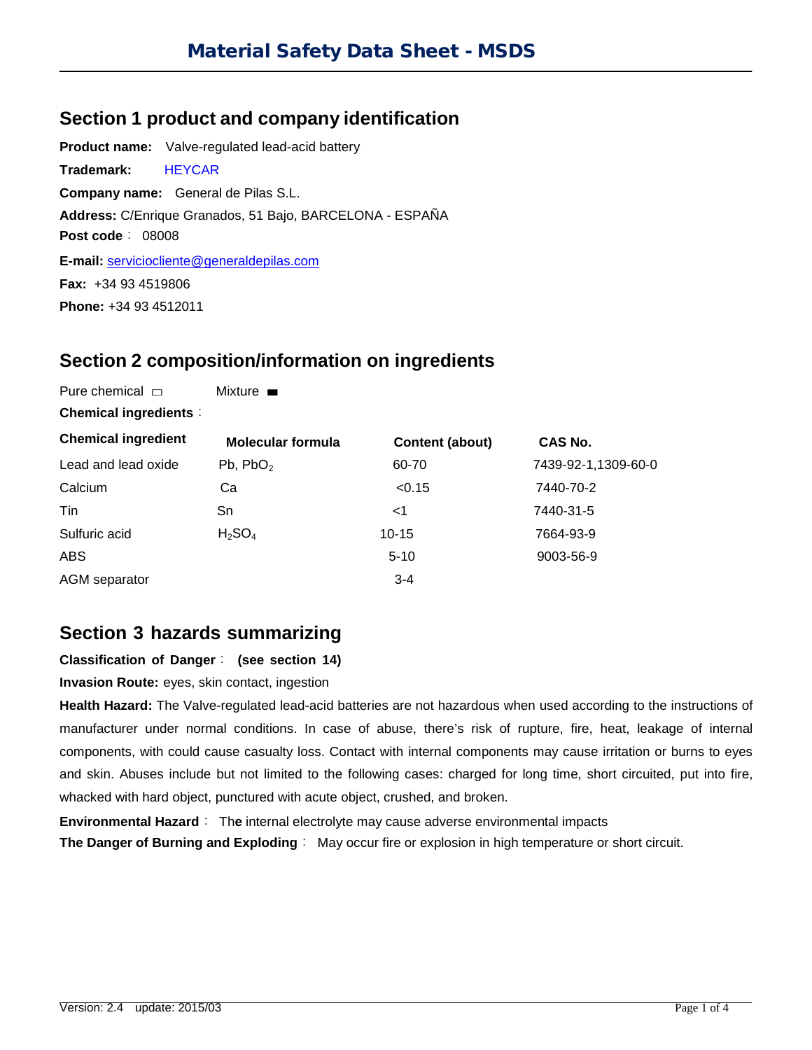# Material Safety Data Sheet - MSDS

## Section 1 product and company identification

**Product name:** Valve-regulated lead-acid battery

**Trademark:** HEYCAR

**Company name:** General de Pilas S.L.

**Address:** C/Enrique Granados, 51 Bajo, BARCELONA - ESPAÑA

**Post code**： 08008

**E-mail:** serviciocliente@generaldepilas.com

**Fax:** +34 93 4519806

**Phone:** +34 93 4512011

## Section 2 composition/information on ingredients

Pure chemical ▭ Mixture ▬

**Chemical ingredients**：

| Chemical ingredient | Molecular formula | Content (about) | CAS No. |
|---|---|---|---|
| Lead and lead oxide | Pb, $PbO_2$ | 60-70 | 7439-92-1,1309-60-0 |
| Calcium | Ca | <0.15 | 7440-70-2 |
| Tin | Sn | <1 | 7440-31-5 |
| Sulfuric acid | $H_2SO_4$ | 10-15 | 7664-93-9 |
| ABS | | 5-10 | 9003-56-9 |
| AGM separator | | 3-4 | |

## Section 3 hazards summarizing

**Classification of Danger**： **(see section 14)**

**Invasion Route:** eyes, skin contact, ingestion

**Health Hazard:** The Valve-regulated lead-acid batteries are not hazardous when used according to the instructions of manufacturer under normal conditions. In case of abuse, there's risk of rupture, fire, heat, leakage of internal components, with could cause casualty loss. Contact with internal components may cause irritation or burns to eyes and skin. Abuses include but not limited to the following cases: charged for long time, short circuited, put into fire, whacked with hard object, punctured with acute object, crushed, and broken.

**Environmental Hazard**： The internal electrolyte may cause adverse environmental impacts

**The Danger of Burning and Exploding**： May occur fire or explosion in high temperature or short circuit.

Version: 2.4 update: 2015/03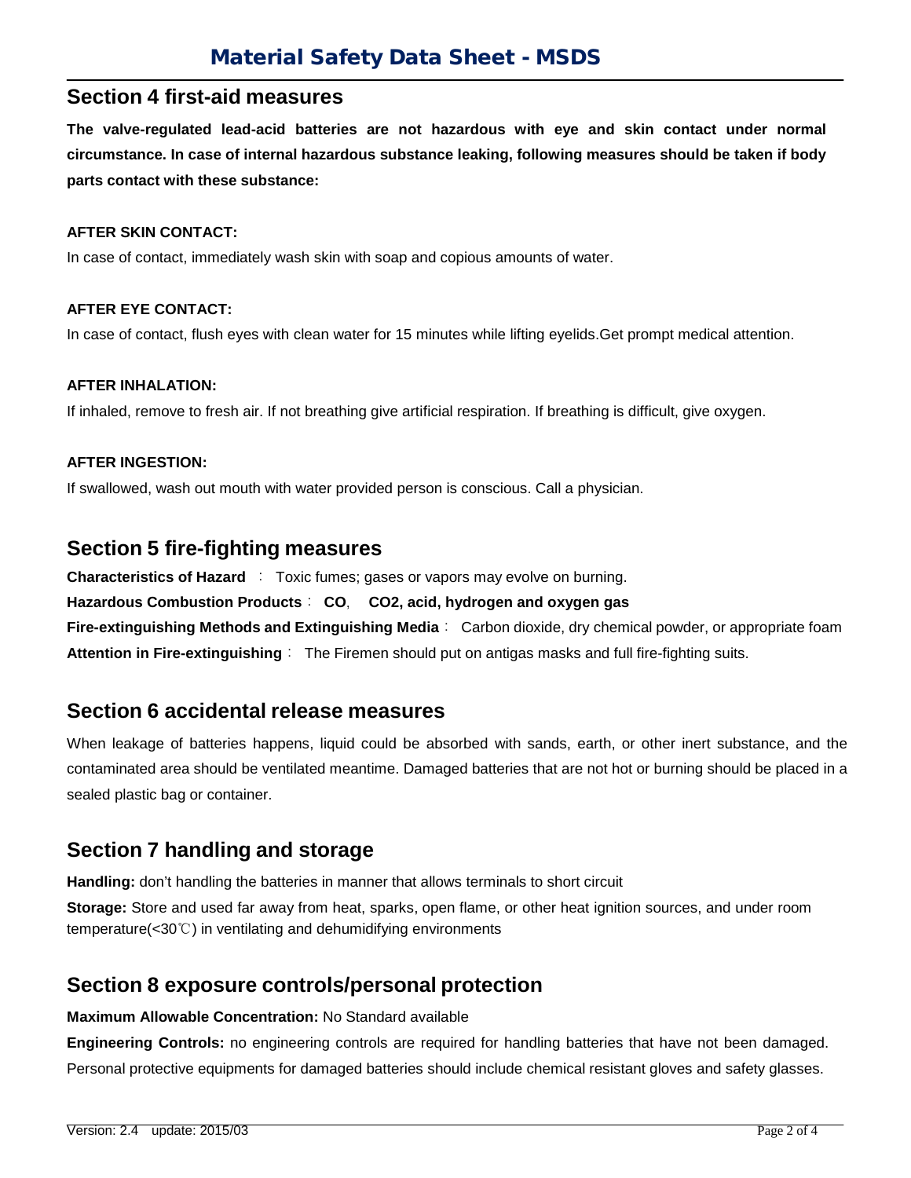## Section 4 first-aid measures

**The valve-regulated lead-acid batteries are not hazardous with eye and skin contact under normal circumstance. In case of internal hazardous substance leaking, following measures should be taken if body parts contact with these substance:**

**AFTER SKIN CONTACT:**

In case of contact, immediately wash skin with soap and copious amounts of water.

**AFTER EYE CONTACT:**

In case of contact, flush eyes with clean water for 15 minutes while lifting eyelids.Get prompt medical attention.

**AFTER INHALATION:**

If inhaled, remove to fresh air. If not breathing give artificial respiration. If breathing is difficult, give oxygen.

**AFTER INGESTION:**

If swallowed, wash out mouth with water provided person is conscious. Call a physician.

## Section 5 fire-fighting measures

**Characteristics of Hazard** ： Toxic fumes; gases or vapors may evolve on burning.

**Hazardous Combustion Products**： **CO**， **CO2, acid, hydrogen and oxygen gas**

**Fire-extinguishing Methods and Extinguishing Media**： Carbon dioxide, dry chemical powder, or appropriate foam

**Attention in Fire-extinguishing**： The Firemen should put on antigas masks and full fire-fighting suits.

## Section 6 accidental release measures

When leakage of batteries happens, liquid could be absorbed with sands, earth, or other inert substance, and the contaminated area should be ventilated meantime. Damaged batteries that are not hot or burning should be placed in a sealed plastic bag or container.

## Section 7 handling and storage

**Handling:** don't handling the batteries in manner that allows terminals to short circuit

**Storage:** Store and used far away from heat, sparks, open flame, or other heat ignition sources, and under room temperature(<30℃) in ventilating and dehumidifying environments

## Section 8 exposure controls/personal protection

**Maximum Allowable Concentration:** No Standard available

**Engineering Controls:** no engineering controls are required for handling batteries that have not been damaged. Personal protective equipments for damaged batteries should include chemical resistant gloves and safety glasses.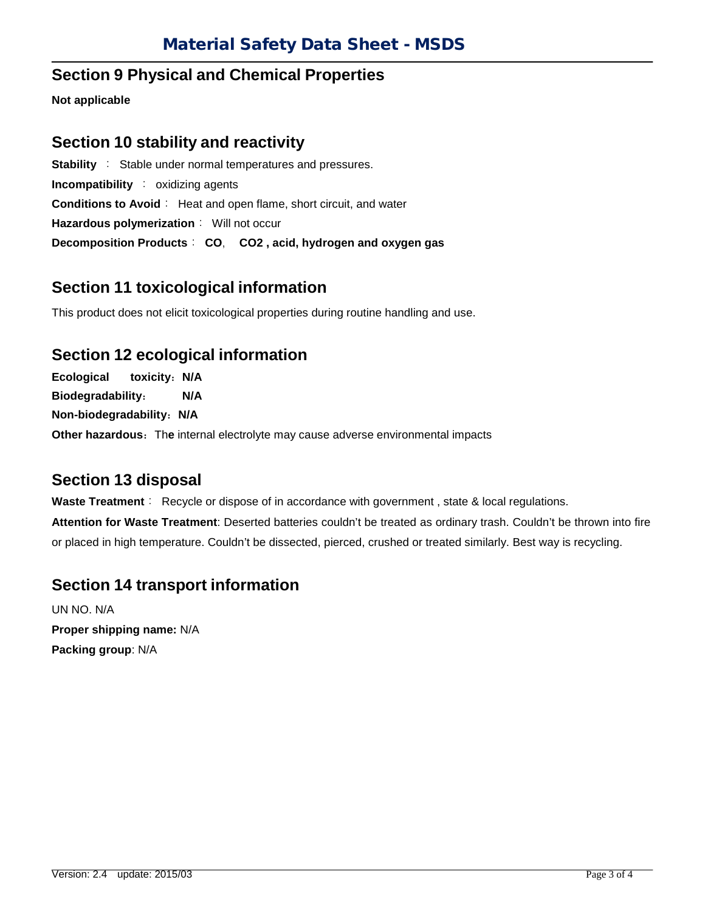# Material Safety Data Sheet - MSDS

## Section 9 Physical and Chemical Properties

**Not applicable**

## Section 10 stability and reactivity

**Stability** ： Stable under normal temperatures and pressures.

**Incompatibility** ： oxidizing agents

**Conditions to Avoid**： Heat and open flame, short circuit, and water

**Hazardous polymerization**： Will not occur

**Decomposition Products**： **CO**， **$CO_2$ , acid, hydrogen and oxygen gas**

## Section 11 toxicological information

This product does not elicit toxicological properties during routine handling and use.

## Section 12 ecological information

**Ecological toxicity：N/A**

**Biodegradability： N/A**

**Non-biodegradability：N/A**

**Other hazardous**：The internal electrolyte may cause adverse environmental impacts

## Section 13 disposal

**Waste Treatment**： Recycle or dispose of in accordance with government , state & local regulations.

**Attention for Waste Treatment**: Deserted batteries couldn't be treated as ordinary trash. Couldn't be thrown into fire or placed in high temperature. Couldn't be dissected, pierced, crushed or treated similarly. Best way is recycling.

## Section 14 transport information

UN NO. N/A

**Proper shipping name:** N/A

**Packing group**: N/A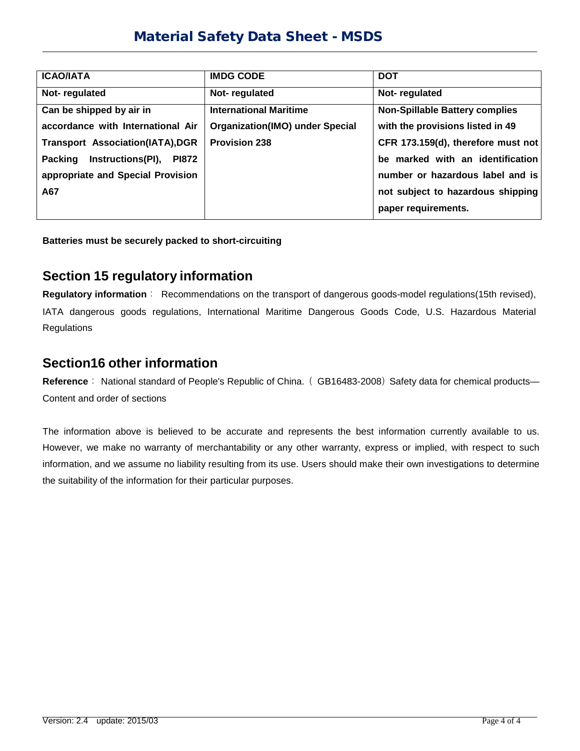| ICAO/IATA | IMDG CODE | DOT |
| --- | --- | --- |
| **Not- regulated** | **Not- regulated** | **Not- regulated** |
| **Can be shipped by air in accordance with International Air Transport Association(IATA),DGR Packing Instructions(PI), PI872 appropriate and Special Provision A67** | **International Maritime Organization(IMO) under Special Provision 238** | **Non-Spillable Battery complies with the provisions listed in 49 CFR 173.159(d), therefore must not be marked with an identification number or hazardous label and is not subject to hazardous shipping paper requirements.** |

**Batteries must be securely packed to short-circuiting**

## Section 15 regulatory information

**Regulatory information**： Recommendations on the transport of dangerous goods-model regulations(15th revised), IATA dangerous goods regulations, International Maritime Dangerous Goods Code, U.S. Hazardous Material Regulations

## Section16 other information

**Reference**： National standard of People's Republic of China.（ GB16483-2008）Safety data for chemical products—Content and order of sections

The information above is believed to be accurate and represents the best information currently available to us. However, we make no warranty of merchantability or any other warranty, express or implied, with respect to such information, and we assume no liability resulting from its use. Users should make their own investigations to determine the suitability of the information for their particular purposes.